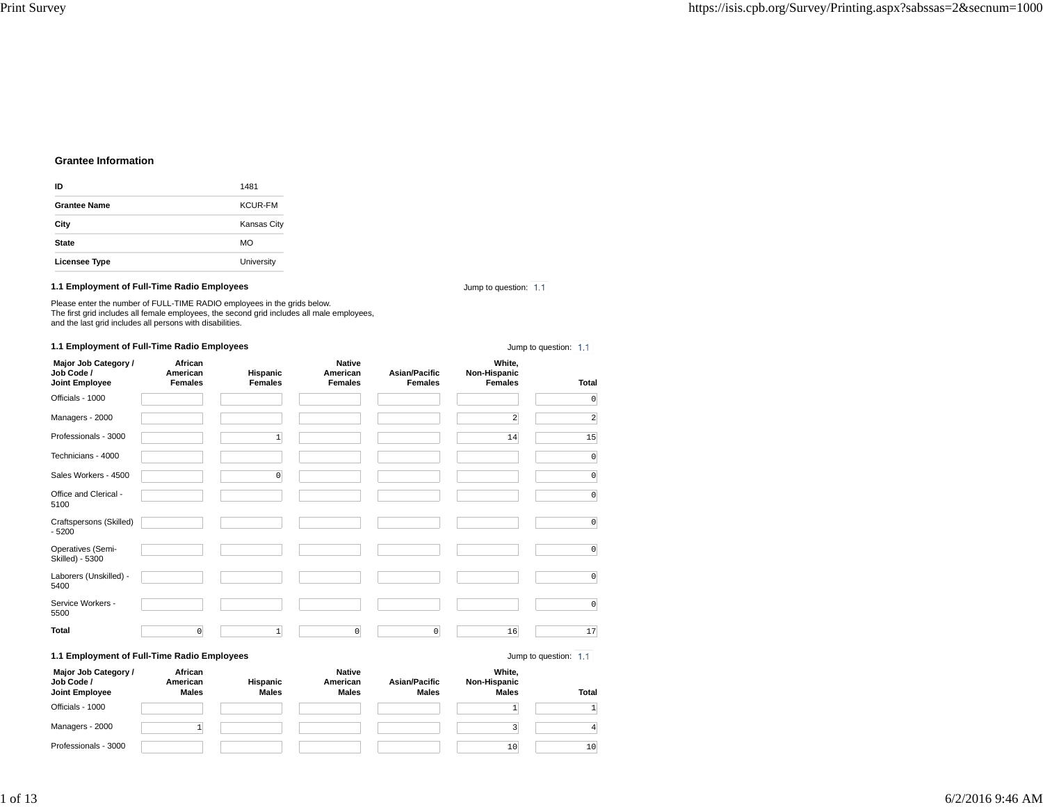### Grantee Information

| ID | 1481 |
|---|---|
| Grantee Name | KCUR-FM |
| City | Kansas City |
| State | MO |
| Licensee Type | University |

### 1.1 Employment of Full-Time Radio Employees

Jump to question: 1.1

Please enter the number of FULL-TIME RADIO employees in the grids below.
The first grid includes all female employees, the second grid includes all male employees,
and the last grid includes all persons with disabilities.

### 1.1 Employment of Full-Time Radio Employees

Jump to question: 1.1

| Major Job Category / Job Code / Joint Employee | African American Females | Hispanic Females | Native American Females | Asian/Pacific Females | White, Non-Hispanic Females | Total |
|---|---|---|---|---|---|---|
| Officials - 1000 | | | | | | 0 |
| Managers - 2000 | | | | | 2 | 2 |
| Professionals - 3000 | | 1 | | | 14 | 15 |
| Technicians - 4000 | | | | | | 0 |
| Sales Workers - 4500 | | 0 | | | | 0 |
| Office and Clerical - 5100 | | | | | | 0 |
| Craftspersons (Skilled) - 5200 | | | | | | 0 |
| Operatives (Semi-Skilled) - 5300 | | | | | | 0 |
| Laborers (Unskilled) - 5400 | | | | | | 0 |
| Service Workers - 5500 | | | | | | 0 |
| Total | 0 | 1 | 0 | 0 | 16 | 17 |

### 1.1 Employment of Full-Time Radio Employees

Jump to question: 1.1

| Major Job Category / Job Code / Joint Employee | African American Males | Hispanic Males | Native American Males | Asian/Pacific Males | White, Non-Hispanic Males | Total |
|---|---|---|---|---|---|---|
| Officials - 1000 | | | | | 1 | 1 |
| Managers - 2000 | 1 | | | | 3 | 4 |
| Professionals - 3000 | | | | | 10 | 10 |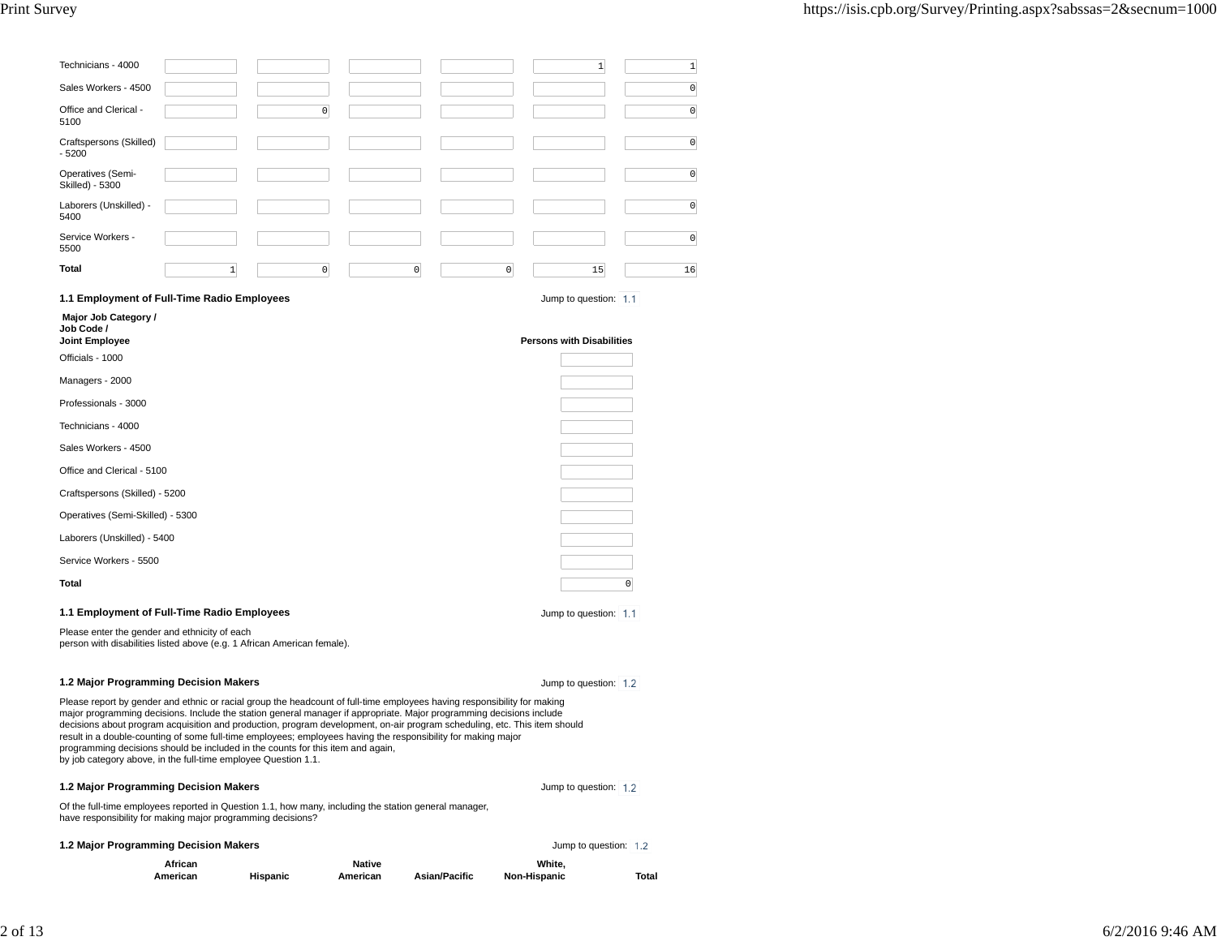| | | | | | | |
|---|---|---|---|---|---|---|
| Technicians - 4000 | | | | | 1 | 1 |
| Sales Workers - 4500 | | | | | | 0 |
| Office and Clerical - 5100 | | 0 | | | | 0 |
| Craftspersons (Skilled) - 5200 | | | | | | 0 |
| Operatives (Semi-Skilled) - 5300 | | | | | | 0 |
| Laborers (Unskilled) - 5400 | | | | | | 0 |
| Service Workers - 5500 | | | | | | 0 |
| **Total** | 1 | 0 | 0 | 0 | 15 | 16 |

### 1.1 Employment of Full-Time Radio Employees

Jump to question: 1.1

| **Major Job Category / Job Code / Joint Employee** | **Persons with Disabilities** |
|---|---|
| Officials - 1000 | |
| Managers - 2000 | |
| Professionals - 3000 | |
| Technicians - 4000 | |
| Sales Workers - 4500 | |
| Office and Clerical - 5100 | |
| Craftspersons (Skilled) - 5200 | |
| Operatives (Semi-Skilled) - 5300 | |
| Laborers (Unskilled) - 5400 | |
| Service Workers - 5500 | |
| **Total** | 0 |

### 1.1 Employment of Full-Time Radio Employees

Jump to question: 1.1

Please enter the gender and ethnicity of each person with disabilities listed above (e.g. 1 African American female).

### 1.2 Major Programming Decision Makers

Jump to question: 1.2

Please report by gender and ethnic or racial group the headcount of full-time employees having responsibility for making major programming decisions. Include the station general manager if appropriate. Major programming decisions include decisions about program acquisition and production, program development, on-air program scheduling, etc. This item should result in a double-counting of some full-time employees; employees having the responsibility for making major programming decisions should be included in the counts for this item and again, by job category above, in the full-time employee Question 1.1.

### 1.2 Major Programming Decision Makers

Jump to question: 1.2

Of the full-time employees reported in Question 1.1, how many, including the station general manager, have responsibility for making major programming decisions?

### 1.2 Major Programming Decision Makers

Jump to question: 1.2

| | African American | Hispanic | Native American | Asian/Pacific | White, Non-Hispanic | Total |
|---|---|---|---|---|---|---|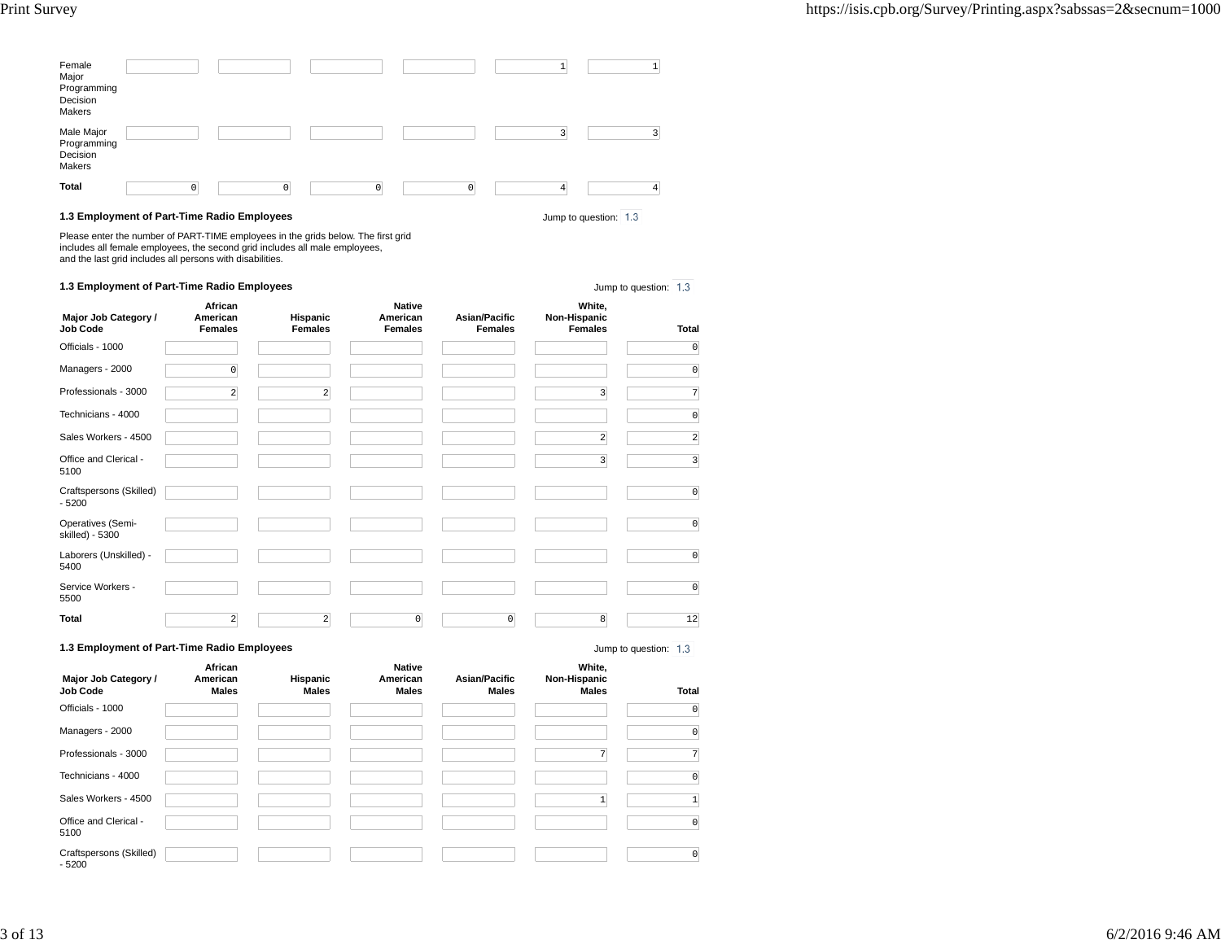| | | | | | | |
|---|---|---|---|---|---|---|
| Female Major Programming Decision Makers | | | | | 1 | 1 |
| Male Major Programming Decision Makers | | | | | 3 | 3 |
| **Total** | 0 | 0 | 0 | 0 | 4 | 4 |

### 1.3 Employment of Part-Time Radio Employees

Jump to question: 1.3

Please enter the number of PART-TIME employees in the grids below. The first grid includes all female employees, the second grid includes all male employees, and the last grid includes all persons with disabilities.

### 1.3 Employment of Part-Time Radio Employees

Jump to question: 1.3

| Major Job Category / Job Code | African American Females | Hispanic Females | Native American Females | Asian/Pacific Females | White, Non-Hispanic Females | Total |
|---|---|---|---|---|---|---|
| Officials - 1000 | | | | | | 0 |
| Managers - 2000 | 0 | | | | | 0 |
| Professionals - 3000 | 2 | 2 | | | 3 | 7 |
| Technicians - 4000 | | | | | | 0 |
| Sales Workers - 4500 | | | | | 2 | 2 |
| Office and Clerical - 5100 | | | | | 3 | 3 |
| Craftspersons (Skilled) - 5200 | | | | | | 0 |
| Operatives (Semi-skilled) - 5300 | | | | | | 0 |
| Laborers (Unskilled) - 5400 | | | | | | 0 |
| Service Workers - 5500 | | | | | | 0 |
| **Total** | 2 | 2 | 0 | 0 | 8 | 12 |

### 1.3 Employment of Part-Time Radio Employees

Jump to question: 1.3

| Major Job Category / Job Code | African American Males | Hispanic Males | Native American Males | Asian/Pacific Males | White, Non-Hispanic Males | Total |
|---|---|---|---|---|---|---|
| Officials - 1000 | | | | | | 0 |
| Managers - 2000 | | | | | | 0 |
| Professionals - 3000 | | | | | 7 | 7 |
| Technicians - 4000 | | | | | | 0 |
| Sales Workers - 4500 | | | | | 1 | 1 |
| Office and Clerical - 5100 | | | | | | 0 |
| Craftspersons (Skilled) - 5200 | | | | | | 0 |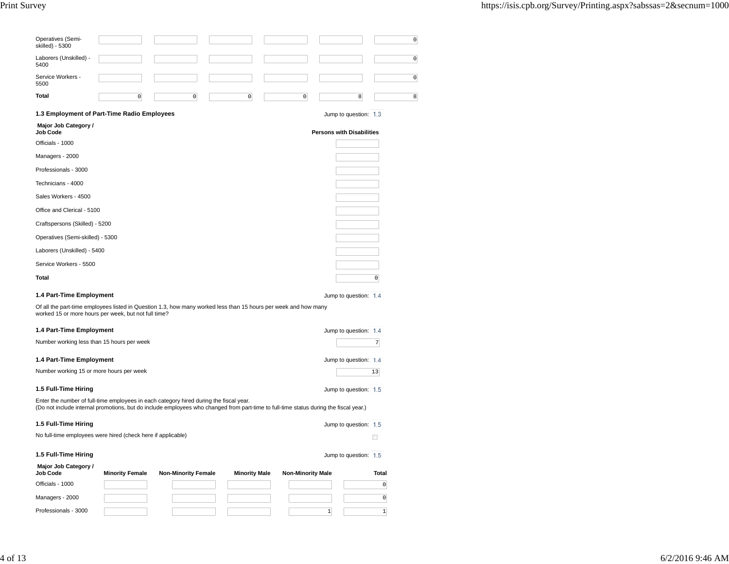| | | | | | | |
|---|---|---|---|---|---|---|
| Operatives (Semi-skilled) - 5300 | | | | | | 0 |
| Laborers (Unskilled) - 5400 | | | | | | 0 |
| Service Workers - 5500 | | | | | | 0 |
| **Total** | 0 | 0 | 0 | 0 | 8 | 8 |

### 1.3 Employment of Part-Time Radio Employees

Jump to question: 1.3

| Major Job Category / Job Code | Persons with Disabilities |
|---|---|
| Officials - 1000 | |
| Managers - 2000 | |
| Professionals - 3000 | |
| Technicians - 4000 | |
| Sales Workers - 4500 | |
| Office and Clerical - 5100 | |
| Craftspersons (Skilled) - 5200 | |
| Operatives (Semi-skilled) - 5300 | |
| Laborers (Unskilled) - 5400 | |
| Service Workers - 5500 | |
| **Total** | 0 |

### 1.4 Part-Time Employment

Jump to question: 1.4

Of all the part-time employees listed in Question 1.3, how many worked less than 15 hours per week and how many worked 15 or more hours per week, but not full time?

### 1.4 Part-Time Employment

Jump to question: 1.4

Number working less than 15 hours per week: 7

### 1.4 Part-Time Employment

Jump to question: 1.4

Number working 15 or more hours per week: 13

### 1.5 Full-Time Hiring

Jump to question: 1.5

Enter the number of full-time employees in each category hired during the fiscal year.
(Do not include internal promotions, but do include employees who changed from part-time to full-time status during the fiscal year.)

### 1.5 Full-Time Hiring

Jump to question: 1.5

No full-time employees were hired (check here if applicable) ☐

### 1.5 Full-Time Hiring

Jump to question: 1.5

| Major Job Category / Job Code | Minority Female | Non-Minority Female | Minority Male | Non-Minority Male | Total |
|---|---|---|---|---|---|
| Officials - 1000 | | | | | 0 |
| Managers - 2000 | | | | | 0 |
| Professionals - 3000 | | | | 1 | 1 |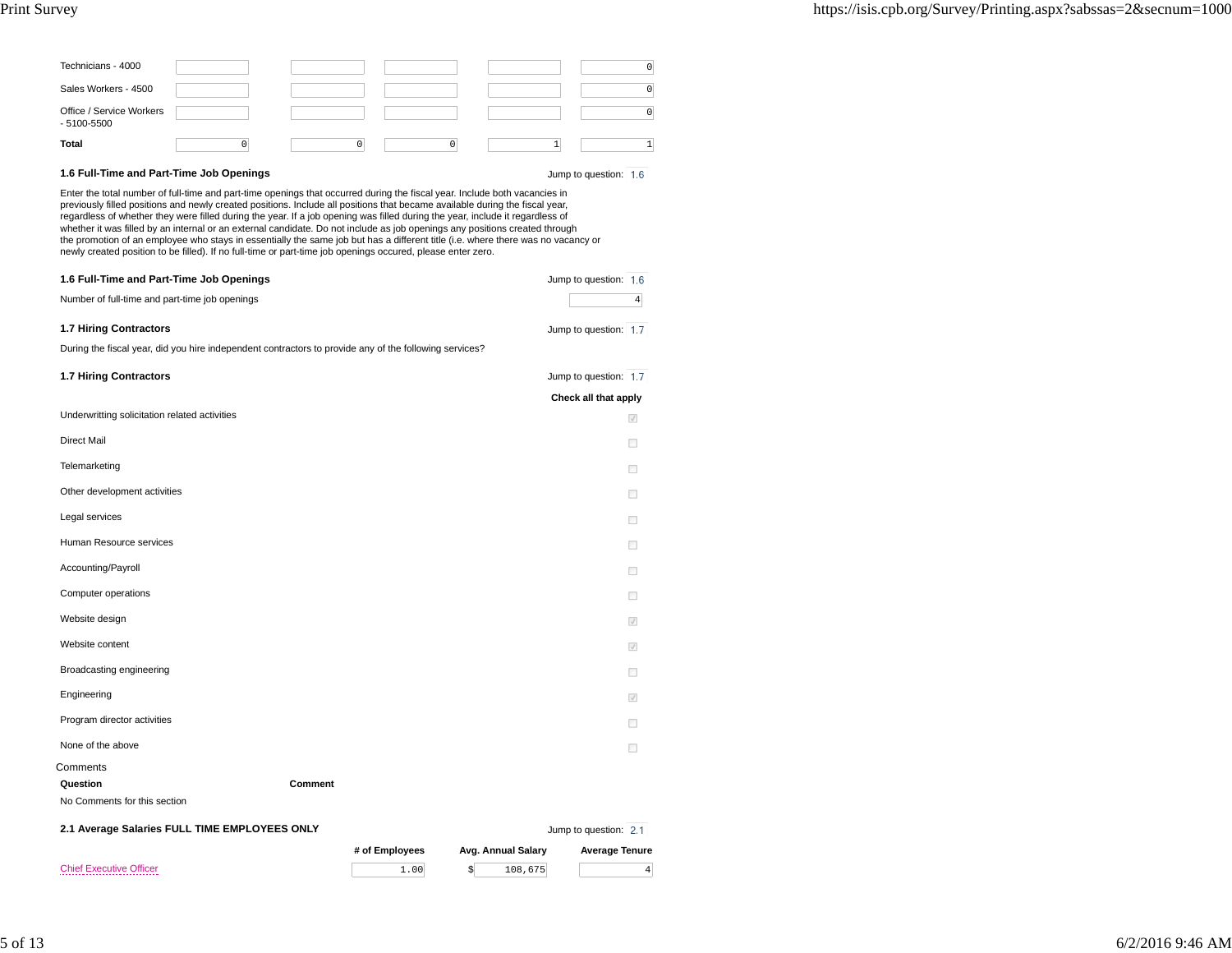| | | | | | |
|---|---|---|---|---|---|
| Technicians - 4000 | | | | | 0 |
| Sales Workers - 4500 | | | | | 0 |
| Office / Service Workers - 5100-5500 | | | | | 0 |
| **Total** | 0 | 0 | 0 | 1 | 1 |

### 1.6 Full-Time and Part-Time Job Openings

Jump to question: 1.6

Enter the total number of full-time and part-time openings that occurred during the fiscal year. Include both vacancies in previously filled positions and newly created positions. Include all positions that became available during the fiscal year, regardless of whether they were filled during the year. If a job opening was filled during the year, include it regardless of whether it was filled by an internal or an external candidate. Do not include as job openings any positions created through the promotion of an employee who stays in essentially the same job but has a different title (i.e. where there was no vacancy or newly created position to be filled). If no full-time or part-time job openings occured, please enter zero.

### 1.6 Full-Time and Part-Time Job Openings

Jump to question: 1.6

Number of full-time and part-time job openings: 4

### 1.7 Hiring Contractors

Jump to question: 1.7

During the fiscal year, did you hire independent contractors to provide any of the following services?

### 1.7 Hiring Contractors

Jump to question: 1.7

| | Check all that apply |
|---|---|
| Underwritting solicitation related activities | ☑ |
| Direct Mail | ☐ |
| Telemarketing | ☐ |
| Other development activities | ☐ |
| Legal services | ☐ |
| Human Resource services | ☐ |
| Accounting/Payroll | ☐ |
| Computer operations | ☐ |
| Website design | ☑ |
| Website content | ☑ |
| Broadcasting engineering | ☐ |
| Engineering | ☑ |
| Program director activities | ☐ |
| None of the above | ☐ |

Comments

| Question | Comment |
|---|---|
| No Comments for this section | |

### 2.1 Average Salaries FULL TIME EMPLOYEES ONLY

Jump to question: 2.1

| | # of Employees | Avg. Annual Salary | Average Tenure |
|---|---|---|---|
| Chief Executive Officer | 1.00 | $ 108,675 | 4 |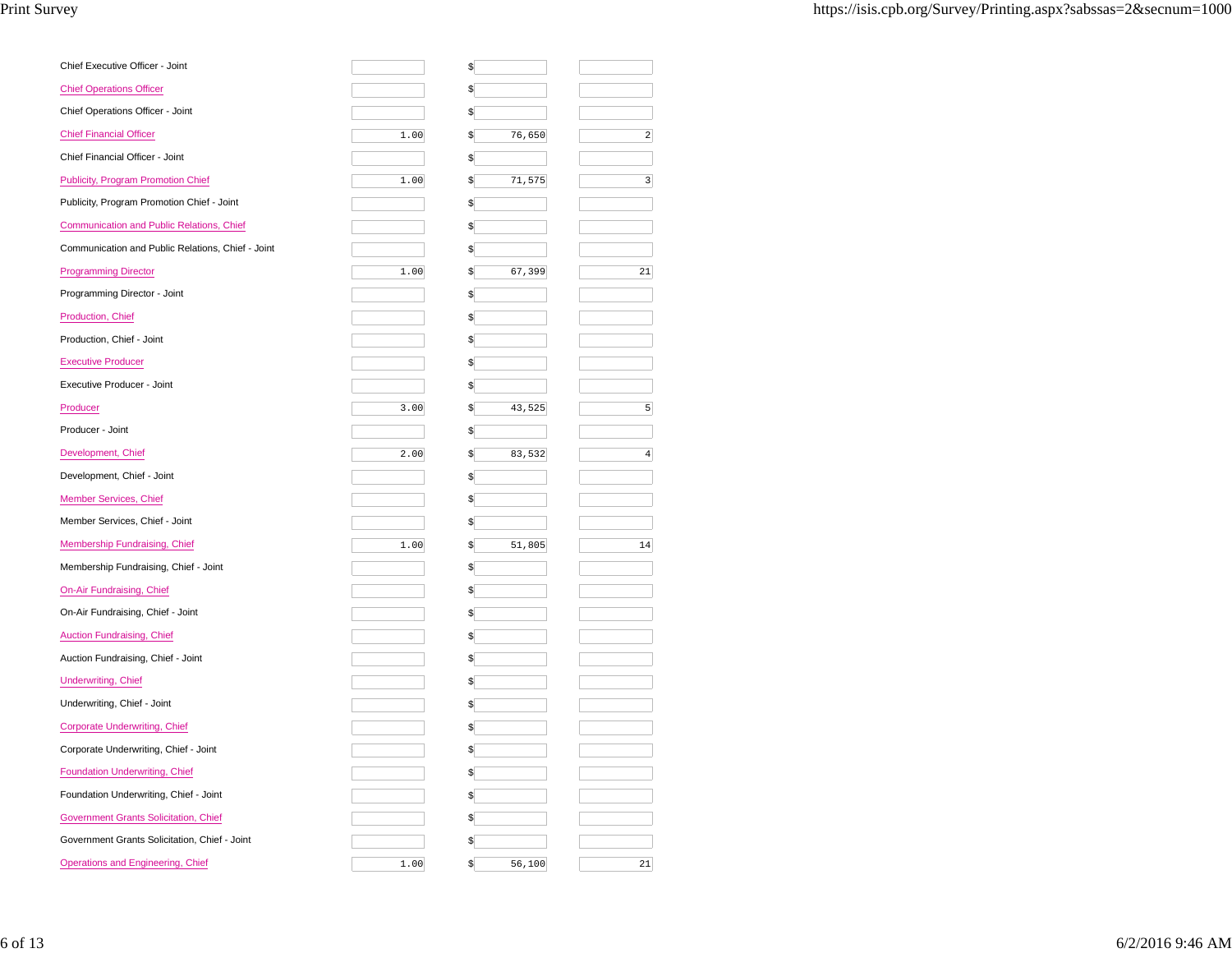| | | | |
|---|---|---|---|
| Chief Executive Officer - Joint | | $ | |
| Chief Operations Officer | | $ | |
| Chief Operations Officer - Joint | | $ | |
| Chief Financial Officer | 1.00 | $ 76,650 | 2 |
| Chief Financial Officer - Joint | | $ | |
| Publicity, Program Promotion Chief | 1.00 | $ 71,575 | 3 |
| Publicity, Program Promotion Chief - Joint | | $ | |
| Communication and Public Relations, Chief | | $ | |
| Communication and Public Relations, Chief - Joint | | $ | |
| Programming Director | 1.00 | $ 67,399 | 21 |
| Programming Director - Joint | | $ | |
| Production, Chief | | $ | |
| Production, Chief - Joint | | $ | |
| Executive Producer | | $ | |
| Executive Producer - Joint | | $ | |
| Producer | 3.00 | $ 43,525 | 5 |
| Producer - Joint | | $ | |
| Development, Chief | 2.00 | $ 83,532 | 4 |
| Development, Chief - Joint | | $ | |
| Member Services, Chief | | $ | |
| Member Services, Chief - Joint | | $ | |
| Membership Fundraising, Chief | 1.00 | $ 51,805 | 14 |
| Membership Fundraising, Chief - Joint | | $ | |
| On-Air Fundraising, Chief | | $ | |
| On-Air Fundraising, Chief - Joint | | $ | |
| Auction Fundraising, Chief | | $ | |
| Auction Fundraising, Chief - Joint | | $ | |
| Underwriting, Chief | | $ | |
| Underwriting, Chief - Joint | | $ | |
| Corporate Underwriting, Chief | | $ | |
| Corporate Underwriting, Chief - Joint | | $ | |
| Foundation Underwriting, Chief | | $ | |
| Foundation Underwriting, Chief - Joint | | $ | |
| Government Grants Solicitation, Chief | | $ | |
| Government Grants Solicitation, Chief - Joint | | $ | |
| Operations and Engineering, Chief | 1.00 | $ 56,100 | 21 |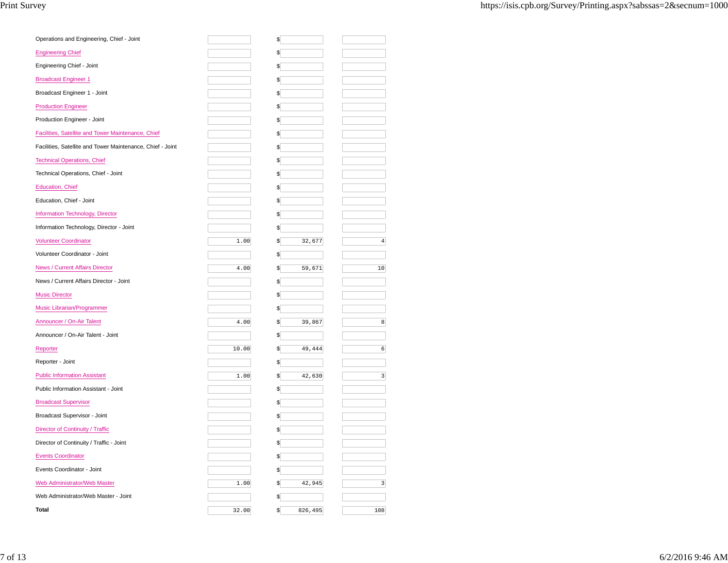| Position | | | |
|---|---|---|---|
| Operations and Engineering, Chief - Joint | | $ | |
| Engineering Chief | | $ | |
| Engineering Chief - Joint | | $ | |
| Broadcast Engineer 1 | | $ | |
| Broadcast Engineer 1 - Joint | | $ | |
| Production Engineer | | $ | |
| Production Engineer - Joint | | $ | |
| Facilities, Satellite and Tower Maintenance, Chief | | $ | |
| Facilities, Satellite and Tower Maintenance, Chief - Joint | | $ | |
| Technical Operations, Chief | | $ | |
| Technical Operations, Chief - Joint | | $ | |
| Education, Chief | | $ | |
| Education, Chief - Joint | | $ | |
| Information Technology, Director | | $ | |
| Information Technology, Director - Joint | | $ | |
| Volunteer Coordinator | 1.00 | $ 32,677 | 4 |
| Volunteer Coordinator - Joint | | $ | |
| News / Current Affairs Director | 4.00 | $ 59,671 | 10 |
| News / Current Affairs Director - Joint | | $ | |
| Music Director | | $ | |
| Music Librarian/Programmer | | $ | |
| Announcer / On-Air Talent | 4.00 | $ 39,867 | 8 |
| Announcer / On-Air Talent - Joint | | $ | |
| Reporter | 10.00 | $ 49,444 | 6 |
| Reporter - Joint | | $ | |
| Public Information Assistant | 1.00 | $ 42,630 | 3 |
| Public Information Assistant - Joint | | $ | |
| Broadcast Supervisor | | $ | |
| Broadcast Supervisor - Joint | | $ | |
| Director of Continuity / Traffic | | $ | |
| Director of Continuity / Traffic - Joint | | $ | |
| Events Coordinator | | $ | |
| Events Coordinator - Joint | | $ | |
| Web Administrator/Web Master | 1.00 | $ 42,945 | 3 |
| Web Administrator/Web Master - Joint | | $ | |
| **Total** | 32.00 | $ 826,495 | 108 |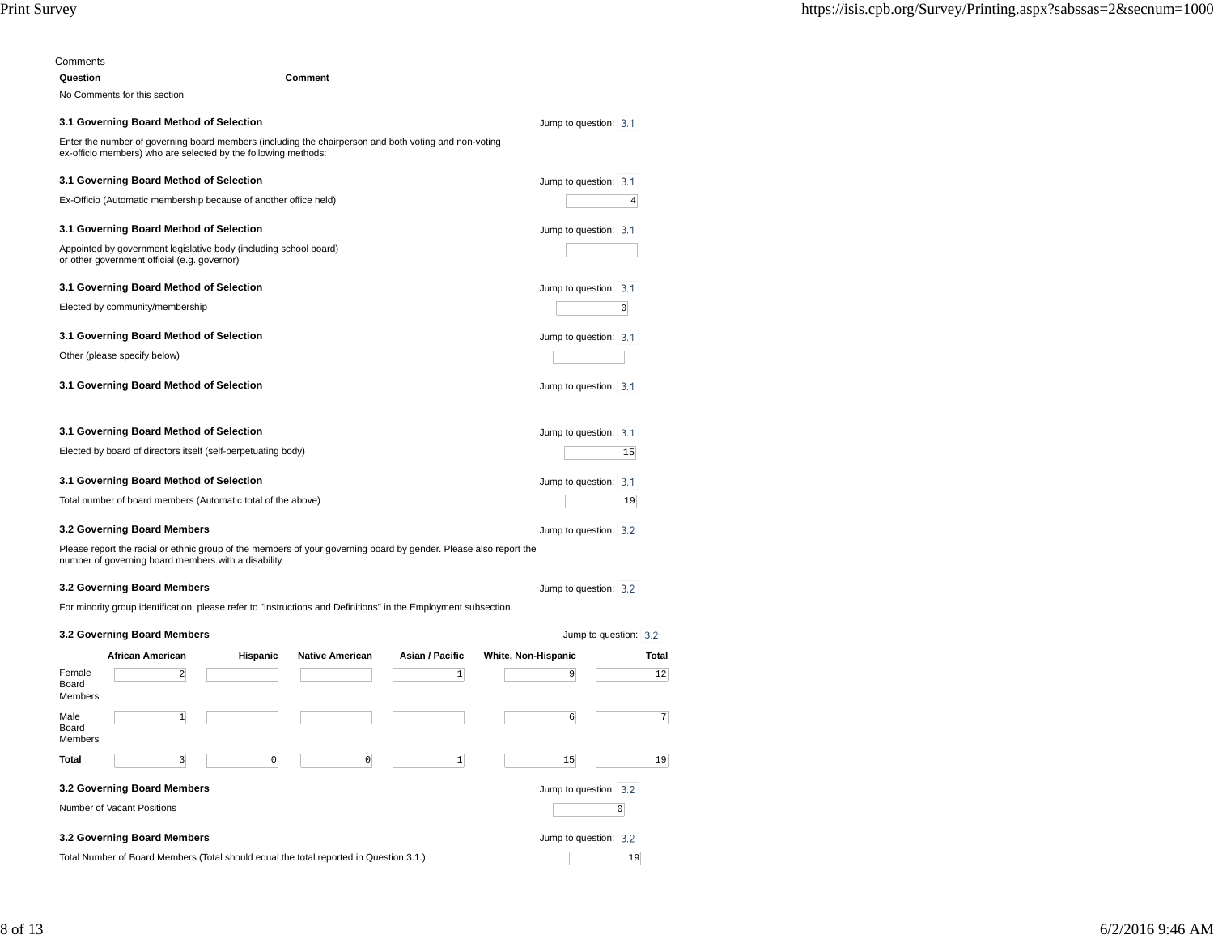Comments

| Question | Comment |
|---|---|
| No Comments for this section | |

**3.1 Governing Board Method of Selection** Jump to question: 3.1

Enter the number of governing board members (including the chairperson and both voting and non-voting ex-officio members) who are selected by the following methods:

**3.1 Governing Board Method of Selection** Jump to question: 3.1

Ex-Officio (Automatic membership because of another office held): 4

**3.1 Governing Board Method of Selection** Jump to question: 3.1

Appointed by government legislative body (including school board) or other government official (e.g. governor):

**3.1 Governing Board Method of Selection** Jump to question: 3.1

Elected by community/membership: 0

**3.1 Governing Board Method of Selection** Jump to question: 3.1

Other (please specify below):

**3.1 Governing Board Method of Selection** Jump to question: 3.1

**3.1 Governing Board Method of Selection** Jump to question: 3.1

Elected by board of directors itself (self-perpetuating body): 15

**3.1 Governing Board Method of Selection** Jump to question: 3.1

Total number of board members (Automatic total of the above): 19

**3.2 Governing Board Members** Jump to question: 3.2

Please report the racial or ethnic group of the members of your governing board by gender. Please also report the number of governing board members with a disability.

**3.2 Governing Board Members** Jump to question: 3.2

For minority group identification, please refer to "Instructions and Definitions" in the Employment subsection.

**3.2 Governing Board Members** Jump to question: 3.2

| | African American | Hispanic | Native American | Asian / Pacific | White, Non-Hispanic | Total |
|---|---|---|---|---|---|---|
| Female Board Members | 2 | | | 1 | 9 | 12 |
| Male Board Members | 1 | | | | 6 | 7 |
| **Total** | 3 | 0 | 0 | 1 | 15 | 19 |

**3.2 Governing Board Members** Jump to question: 3.2

Number of Vacant Positions: 0

**3.2 Governing Board Members** Jump to question: 3.2

Total Number of Board Members (Total should equal the total reported in Question 3.1.): 19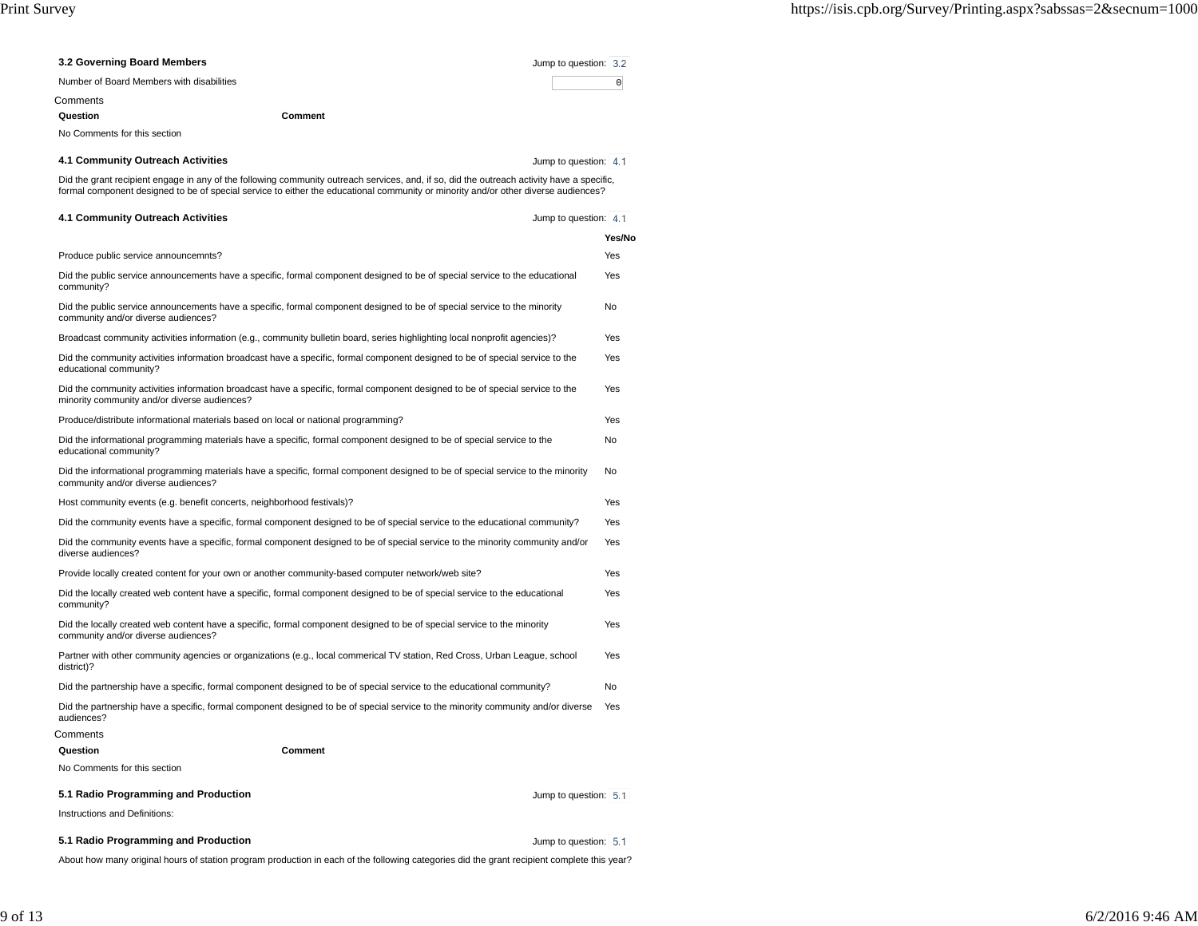### 3.2 Governing Board Members

Jump to question: 3.2

| | |
|---|---|
| Number of Board Members with disabilities | 0 |

Comments

| Question | Comment |
|---|---|
| No Comments for this section | |

### 4.1 Community Outreach Activities

Jump to question: 4.1

Did the grant recipient engage in any of the following community outreach services, and, if so, did the outreach activity have a specific, formal component designed to be of special service to either the educational community or minority and/or other diverse audiences?

### 4.1 Community Outreach Activities

Jump to question: 4.1

| | Yes/No |
|---|---|
| Produce public service announcemnts? | Yes |
| Did the public service announcements have a specific, formal component designed to be of special service to the educational community? | Yes |
| Did the public service announcements have a specific, formal component designed to be of special service to the minority community and/or diverse audiences? | No |
| Broadcast community activities information (e.g., community bulletin board, series highlighting local nonprofit agencies)? | Yes |
| Did the community activities information broadcast have a specific, formal component designed to be of special service to the educational community? | Yes |
| Did the community activities information broadcast have a specific, formal component designed to be of special service to the minority community and/or diverse audiences? | Yes |
| Produce/distribute informational materials based on local or national programming? | Yes |
| Did the informational programming materials have a specific, formal component designed to be of special service to the educational community? | No |
| Did the informational programming materials have a specific, formal component designed to be of special service to the minority community and/or diverse audiences? | No |
| Host community events (e.g. benefit concerts, neighborhood festivals)? | Yes |
| Did the community events have a specific, formal component designed to be of special service to the educational community? | Yes |
| Did the community events have a specific, formal component designed to be of special service to the minority community and/or diverse audiences? | Yes |
| Provide locally created content for your own or another community-based computer network/web site? | Yes |
| Did the locally created web content have a specific, formal component designed to be of special service to the educational community? | Yes |
| Did the locally created web content have a specific, formal component designed to be of special service to the minority community and/or diverse audiences? | Yes |
| Partner with other community agencies or organizations (e.g., local commerical TV station, Red Cross, Urban League, school district)? | Yes |
| Did the partnership have a specific, formal component designed to be of special service to the educational community? | No |
| Did the partnership have a specific, formal component designed to be of special service to the minority community and/or diverse audiences? | Yes |

Comments

| Question | Comment |
|---|---|
| No Comments for this section | |

### 5.1 Radio Programming and Production

Jump to question: 5.1

Instructions and Definitions:

### 5.1 Radio Programming and Production

Jump to question: 5.1

About how many original hours of station program production in each of the following categories did the grant recipient complete this year?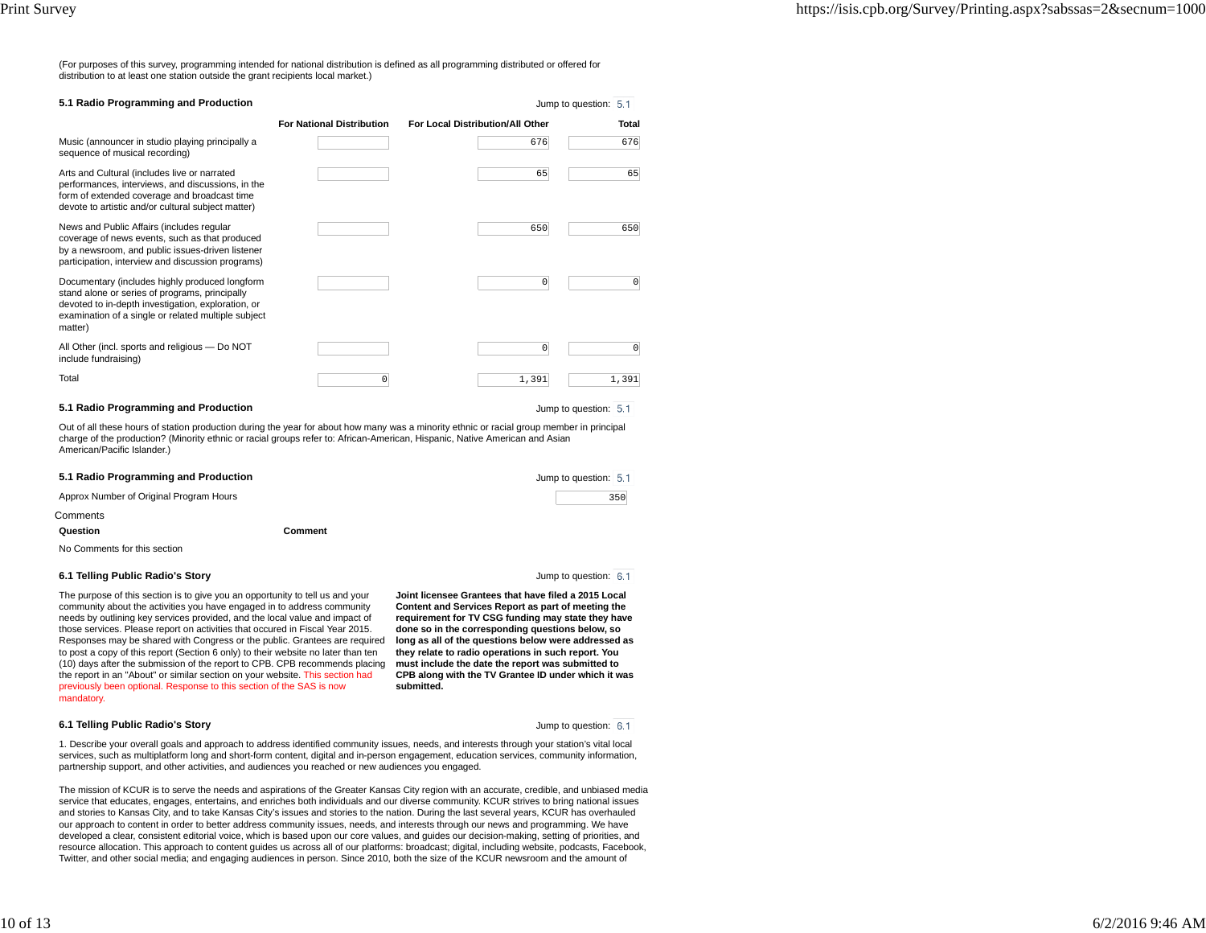(For purposes of this survey, programming intended for national distribution is defined as all programming distributed or offered for distribution to at least one station outside the grant recipients local market.)

### 5.1 Radio Programming and Production

Jump to question: 5.1

| | For National Distribution | For Local Distribution/All Other | Total |
|---|---|---|---|
| Music (announcer in studio playing principally a sequence of musical recording) | | 676 | 676 |
| Arts and Cultural (includes live or narrated performances, interviews, and discussions, in the form of extended coverage and broadcast time devote to artistic and/or cultural subject matter) | | 65 | 65 |
| News and Public Affairs (includes regular coverage of news events, such as that produced by a newsroom, and public issues-driven listener participation, interview and discussion programs) | | 650 | 650 |
| Documentary (includes highly produced longform stand alone or series of programs, principally devoted to in-depth investigation, exploration, or examination of a single or related multiple subject matter) | | 0 | 0 |
| All Other (incl. sports and religious — Do NOT include fundraising) | | 0 | 0 |
| Total | 0 | 1,391 | 1,391 |

### 5.1 Radio Programming and Production

Jump to question: 5.1

Out of all these hours of station production during the year for about how many was a minority ethnic or racial group member in principal charge of the production? (Minority ethnic or racial groups refer to: African-American, Hispanic, Native American and Asian American/Pacific Islander.)

### 5.1 Radio Programming and Production

Jump to question: 5.1

Approx Number of Original Program Hours: 350

Comments

| Question | Comment |
|---|---|
| No Comments for this section | |

### 6.1 Telling Public Radio's Story

Jump to question: 6.1

The purpose of this section is to give you an opportunity to tell us and your community about the activities you have engaged in to address community needs by outlining key services provided, and the local value and impact of those services. Please report on activities that occured in Fiscal Year 2015. Responses may be shared with Congress or the public. Grantees are required to post a copy of this report (Section 6 only) to their website no later than ten (10) days after the submission of the report to CPB. CPB recommends placing the report in an "About" or similar section on your website. This section had previously been optional. Response to this section of the SAS is now mandatory.

**Joint licensee Grantees that have filed a 2015 Local Content and Services Report as part of meeting the requirement for TV CSG funding may state they have done so in the corresponding questions below, so long as all of the questions below were addressed as they relate to radio operations in such report. You must include the date the report was submitted to CPB along with the TV Grantee ID under which it was submitted.**

### 6.1 Telling Public Radio's Story

Jump to question: 6.1

1. Describe your overall goals and approach to address identified community issues, needs, and interests through your station's vital local services, such as multiplatform long and short-form content, digital and in-person engagement, education services, community information, partnership support, and other activities, and audiences you reached or new audiences you engaged.

The mission of KCUR is to serve the needs and aspirations of the Greater Kansas City region with an accurate, credible, and unbiased media service that educates, engages, entertains, and enriches both individuals and our diverse community. KCUR strives to bring national issues and stories to Kansas City, and to take Kansas City's issues and stories to the nation. During the last several years, KCUR has overhauled our approach to content in order to better address community issues, needs, and interests through our news and programming. We have developed a clear, consistent editorial voice, which is based upon our core values, and guides our decision-making, setting of priorities, and resource allocation. This approach to content guides us across all of our platforms: broadcast; digital, including website, podcasts, Facebook, Twitter, and other social media; and engaging audiences in person. Since 2010, both the size of the KCUR newsroom and the amount of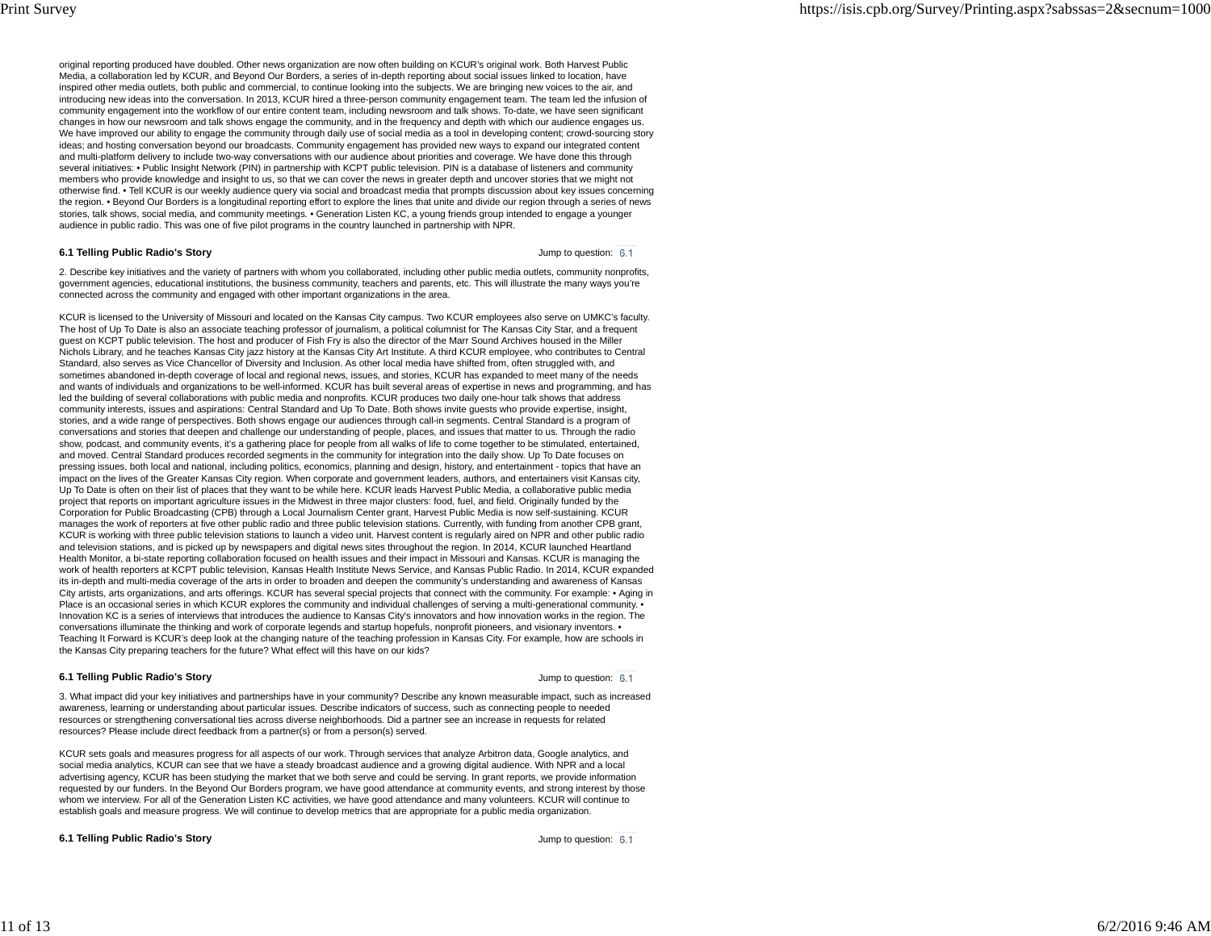original reporting produced have doubled. Other news organization are now often building on KCUR's original work. Both Harvest Public Media, a collaboration led by KCUR, and Beyond Our Borders, a series of in-depth reporting about social issues linked to location, have inspired other media outlets, both public and commercial, to continue looking into the subjects. We are bringing new voices to the air, and introducing new ideas into the conversation. In 2013, KCUR hired a three-person community engagement team. The team led the infusion of community engagement into the workflow of our entire content team, including newsroom and talk shows. To-date, we have seen significant changes in how our newsroom and talk shows engage the community, and in the frequency and depth with which our audience engages us. We have improved our ability to engage the community through daily use of social media as a tool in developing content; crowd-sourcing story ideas; and hosting conversation beyond our broadcasts. Community engagement has provided new ways to expand our integrated content and multi-platform delivery to include two-way conversations with our audience about priorities and coverage. We have done this through several initiatives: • Public Insight Network (PIN) in partnership with KCPT public television. PIN is a database of listeners and community members who provide knowledge and insight to us, so that we can cover the news in greater depth and uncover stories that we might not otherwise find. • Tell KCUR is our weekly audience query via social and broadcast media that prompts discussion about key issues concerning the region. • Beyond Our Borders is a longitudinal reporting effort to explore the lines that unite and divide our region through a series of news stories, talk shows, social media, and community meetings. • Generation Listen KC, a young friends group intended to engage a younger audience in public radio. This was one of five pilot programs in the country launched in partnership with NPR.

**6.1 Telling Public Radio's Story**

Jump to question: 6.1

2. Describe key initiatives and the variety of partners with whom you collaborated, including other public media outlets, community nonprofits, government agencies, educational institutions, the business community, teachers and parents, etc. This will illustrate the many ways you're connected across the community and engaged with other important organizations in the area.

KCUR is licensed to the University of Missouri and located on the Kansas City campus. Two KCUR employees also serve on UMKC's faculty. The host of Up To Date is also an associate teaching professor of journalism, a political columnist for The Kansas City Star, and a frequent guest on KCPT public television. The host and producer of Fish Fry is also the director of the Marr Sound Archives housed in the Miller Nichols Library, and he teaches Kansas City jazz history at the Kansas City Art Institute. A third KCUR employee, who contributes to Central Standard, also serves as Vice Chancellor of Diversity and Inclusion. As other local media have shifted from, often struggled with, and sometimes abandoned in-depth coverage of local and regional news, issues, and stories, KCUR has expanded to meet many of the needs and wants of individuals and organizations to be well-informed. KCUR has built several areas of expertise in news and programming, and has led the building of several collaborations with public media and nonprofits. KCUR produces two daily one-hour talk shows that address community interests, issues and aspirations: Central Standard and Up To Date. Both shows invite guests who provide expertise, insight, stories, and a wide range of perspectives. Both shows engage our audiences through call-in segments. Central Standard is a program of conversations and stories that deepen and challenge our understanding of people, places, and issues that matter to us. Through the radio show, podcast, and community events, it's a gathering place for people from all walks of life to come together to be stimulated, entertained, and moved. Central Standard produces recorded segments in the community for integration into the daily show. Up To Date focuses on pressing issues, both local and national, including politics, economics, planning and design, history, and entertainment - topics that have an impact on the lives of the Greater Kansas City region. When corporate and government leaders, authors, and entertainers visit Kansas city, Up To Date is often on their list of places that they want to be while here. KCUR leads Harvest Public Media, a collaborative public media project that reports on important agriculture issues in the Midwest in three major clusters: food, fuel, and field. Originally funded by the Corporation for Public Broadcasting (CPB) through a Local Journalism Center grant, Harvest Public Media is now self-sustaining. KCUR manages the work of reporters at five other public radio and three public television stations. Currently, with funding from another CPB grant, KCUR is working with three public television stations to launch a video unit. Harvest content is regularly aired on NPR and other public radio and television stations, and is picked up by newspapers and digital news sites throughout the region. In 2014, KCUR launched Heartland Health Monitor, a bi-state reporting collaboration focused on health issues and their impact in Missouri and Kansas. KCUR is managing the work of health reporters at KCPT public television, Kansas Health Institute News Service, and Kansas Public Radio. In 2014, KCUR expanded its in-depth and multi-media coverage of the arts in order to broaden and deepen the community's understanding and awareness of Kansas City artists, arts organizations, and arts offerings. KCUR has several special projects that connect with the community. For example: • Aging in Place is an occasional series in which KCUR explores the community and individual challenges of serving a multi-generational community. • Innovation KC is a series of interviews that introduces the audience to Kansas City's innovators and how innovation works in the region. The conversations illuminate the thinking and work of corporate legends and startup hopefuls, nonprofit pioneers, and visionary inventors. • Teaching It Forward is KCUR's deep look at the changing nature of the teaching profession in Kansas City. For example, how are schools in the Kansas City preparing teachers for the future? What effect will this have on our kids?

**6.1 Telling Public Radio's Story**

Jump to question: 6.1

3. What impact did your key initiatives and partnerships have in your community? Describe any known measurable impact, such as increased awareness, learning or understanding about particular issues. Describe indicators of success, such as connecting people to needed resources or strengthening conversational ties across diverse neighborhoods. Did a partner see an increase in requests for related resources? Please include direct feedback from a partner(s) or from a person(s) served.

KCUR sets goals and measures progress for all aspects of our work. Through services that analyze Arbitron data, Google analytics, and social media analytics, KCUR can see that we have a steady broadcast audience and a growing digital audience. With NPR and a local advertising agency, KCUR has been studying the market that we both serve and could be serving. In grant reports, we provide information requested by our funders. In the Beyond Our Borders program, we have good attendance at community events, and strong interest by those whom we interview. For all of the Generation Listen KC activities, we have good attendance and many volunteers. KCUR will continue to establish goals and measure progress. We will continue to develop metrics that are appropriate for a public media organization.

**6.1 Telling Public Radio's Story**

Jump to question: 6.1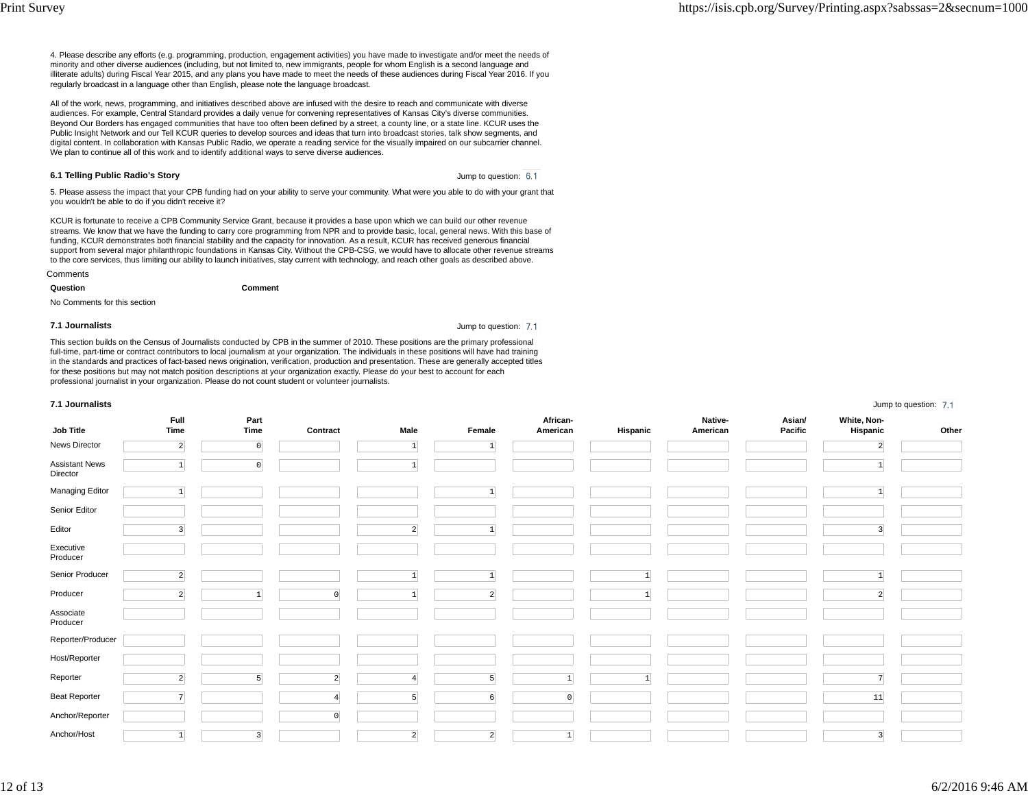4. Please describe any efforts (e.g. programming, production, engagement activities) you have made to investigate and/or meet the needs of minority and other diverse audiences (including, but not limited to, new immigrants, people for whom English is a second language and illiterate adults) during Fiscal Year 2015, and any plans you have made to meet the needs of these audiences during Fiscal Year 2016. If you regularly broadcast in a language other than English, please note the language broadcast.

All of the work, news, programming, and initiatives described above are infused with the desire to reach and communicate with diverse audiences. For example, Central Standard provides a daily venue for convening representatives of Kansas City's diverse communities. Beyond Our Borders has engaged communities that have too often been defined by a street, a county line, or a state line. KCUR uses the Public Insight Network and our Tell KCUR queries to develop sources and ideas that turn into broadcast stories, talk show segments, and digital content. In collaboration with Kansas Public Radio, we operate a reading service for the visually impaired on our subcarrier channel. We plan to continue all of this work and to identify additional ways to serve diverse audiences.

### 6.1 Telling Public Radio's Story

Jump to question: 6.1

5. Please assess the impact that your CPB funding had on your ability to serve your community. What were you able to do with your grant that you wouldn't be able to do if you didn't receive it?

KCUR is fortunate to receive a CPB Community Service Grant, because it provides a base upon which we can build our other revenue streams. We know that we have the funding to carry core programming from NPR and to provide basic, local, general news. With this base of funding, KCUR demonstrates both financial stability and the capacity for innovation. As a result, KCUR has received generous financial support from several major philanthropic foundations in Kansas City. Without the CPB-CSG, we would have to allocate other revenue streams to the core services, thus limiting our ability to launch initiatives, stay current with technology, and reach other goals as described above.

Comments

| Question | Comment |
|---|---|
| No Comments for this section | |

### 7.1 Journalists

Jump to question: 7.1

This section builds on the Census of Journalists conducted by CPB in the summer of 2010. These positions are the primary professional full-time, part-time or contract contributors to local journalism at your organization. The individuals in these positions will have had training in the standards and practices of fact-based news origination, verification, production and presentation. These are generally accepted titles for these positions but may not match position descriptions at your organization exactly. Please do your best to account for each professional journalist in your organization. Please do not count student or volunteer journalists.

### 7.1 Journalists

Jump to question: 7.1

| Job Title | Full Time | Part Time | Contract | Male | Female | African-American | Hispanic | Native-American | Asian/ Pacific | White, Non-Hispanic | Other |
|---|---|---|---|---|---|---|---|---|---|---|---|
| News Director | 2 | 0 | | 1 | 1 | | | | | 2 | |
| Assistant News Director | 1 | 0 | | 1 | | | | | | 1 | |
| Managing Editor | 1 | | | | 1 | | | | | 1 | |
| Senior Editor | | | | | | | | | | | |
| Editor | 3 | | | 2 | 1 | | | | | 3 | |
| Executive Producer | | | | | | | | | | | |
| Senior Producer | 2 | | | 1 | 1 | | 1 | | | 1 | |
| Producer | 2 | 1 | 0 | 1 | 2 | | 1 | | | 2 | |
| Associate Producer | | | | | | | | | | | |
| Reporter/Producer | | | | | | | | | | | |
| Host/Reporter | | | | | | | | | | | |
| Reporter | 2 | 5 | 2 | 4 | 5 | 1 | 1 | | | 7 | |
| Beat Reporter | 7 | | 4 | 5 | 6 | 0 | | | | 11 | |
| Anchor/Reporter | | | 0 | | | | | | | | |
| Anchor/Host | 1 | 3 | | 2 | 2 | 1 | | | | 3 | |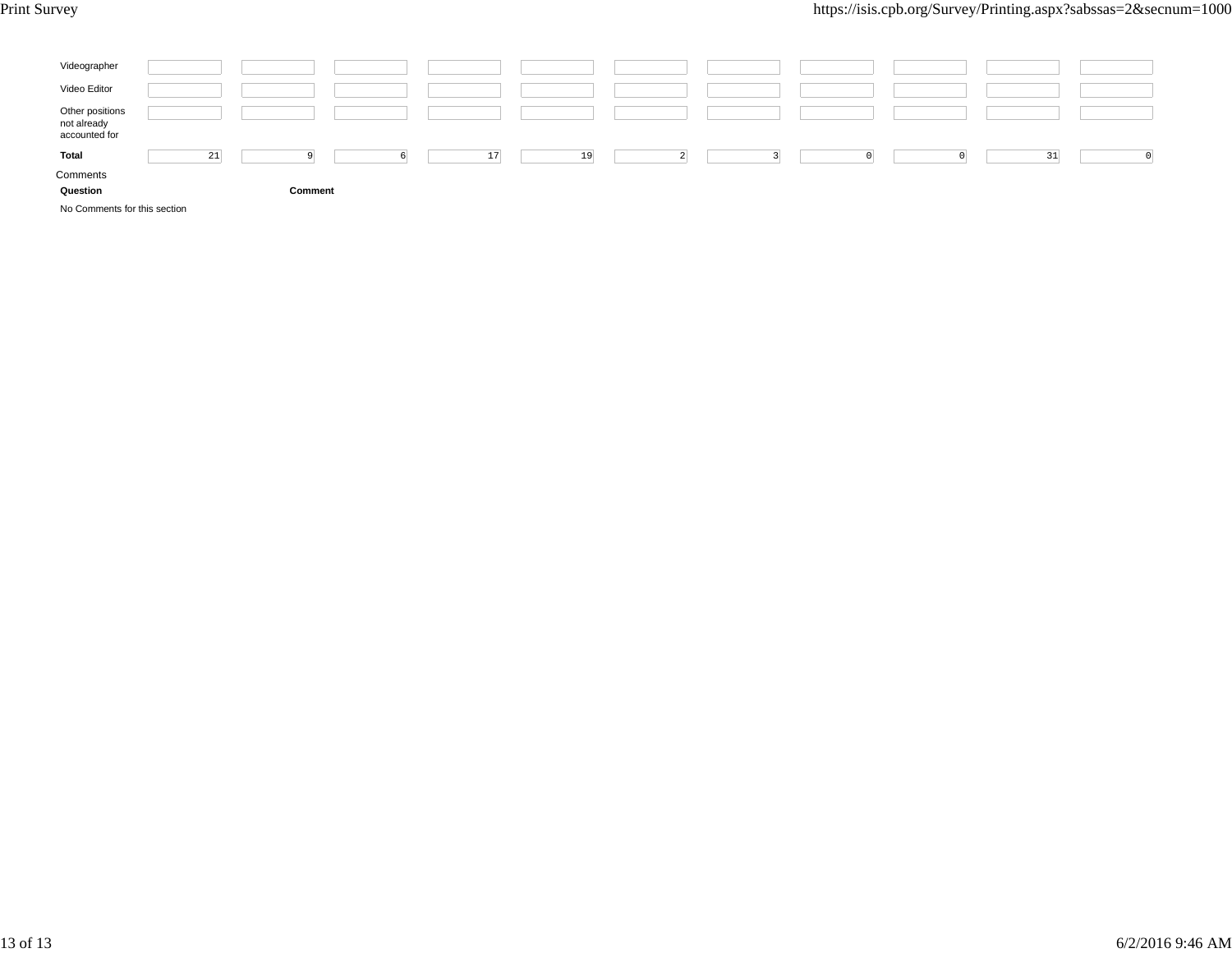| | | | | | | | | | | | |
|---|---|---|---|---|---|---|---|---|---|---|---|
| Videographer | | | | | | | | | | | |
| Video Editor | | | | | | | | | | | |
| Other positions not already accounted for | | | | | | | | | | | |
| **Total** | 21 | 9 | 6 | 17 | 19 | 2 | 3 | 0 | 0 | 31 | 0 |

Comments

| **Question** | **Comment** |
|---|---|
| No Comments for this section | |